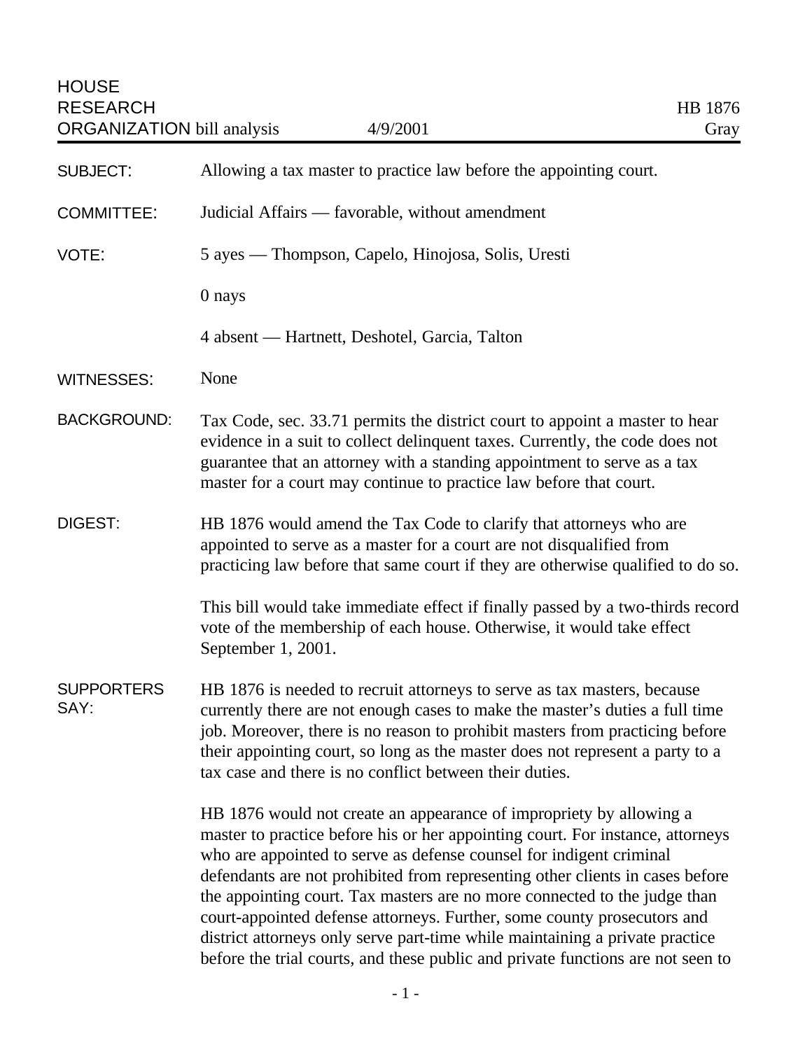HOUSE RESEARCH ORGANIZATION bill analysis — 4/9/2001 — HB 1876 — Gray

| | |
|---|---|
| SUBJECT: | Allowing a tax master to practice law before the appointing court. |
| COMMITTEE: | Judicial Affairs — favorable, without amendment |
| VOTE: | 5 ayes — Thompson, Capelo, Hinojosa, Solis, Uresti<br><br>0 nays<br><br>4 absent — Hartnett, Deshotel, Garcia, Talton |
| WITNESSES: | None |

**BACKGROUND:**

Tax Code, sec. 33.71 permits the district court to appoint a master to hear evidence in a suit to collect delinquent taxes. Currently, the code does not guarantee that an attorney with a standing appointment to serve as a tax master for a court may continue to practice law before that court.

**DIGEST:**

HB 1876 would amend the Tax Code to clarify that attorneys who are appointed to serve as a master for a court are not disqualified from practicing law before that same court if they are otherwise qualified to do so.

This bill would take immediate effect if finally passed by a two-thirds record vote of the membership of each house. Otherwise, it would take effect September 1, 2001.

**SUPPORTERS SAY:**

HB 1876 is needed to recruit attorneys to serve as tax masters, because currently there are not enough cases to make the master's duties a full time job. Moreover, there is no reason to prohibit masters from practicing before their appointing court, so long as the master does not represent a party to a tax case and there is no conflict between their duties.

HB 1876 would not create an appearance of impropriety by allowing a master to practice before his or her appointing court. For instance, attorneys who are appointed to serve as defense counsel for indigent criminal defendants are not prohibited from representing other clients in cases before the appointing court. Tax masters are no more connected to the judge than court-appointed defense attorneys. Further, some county prosecutors and district attorneys only serve part-time while maintaining a private practice before the trial courts, and these public and private functions are not seen to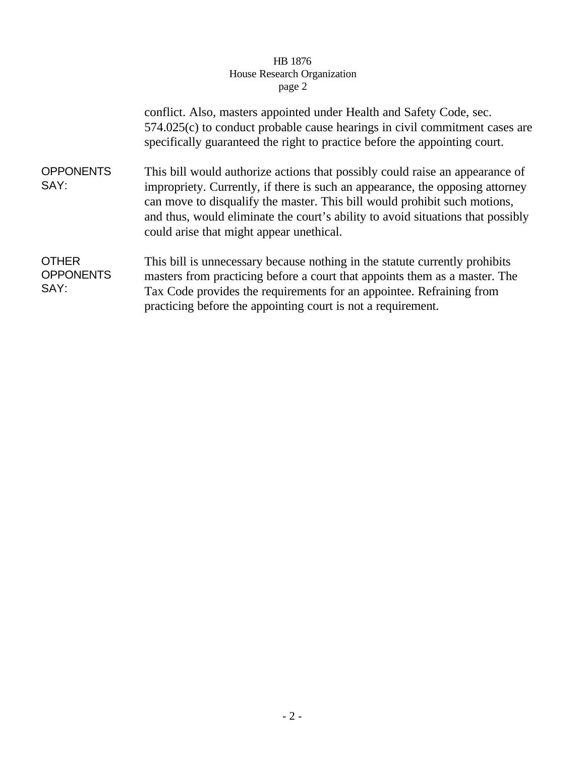conflict. Also, masters appointed under Health and Safety Code, sec. 574.025(c) to conduct probable cause hearings in civil commitment cases are specifically guaranteed the right to practice before the appointing court.

**OPPONENTS SAY:** This bill would authorize actions that possibly could raise an appearance of impropriety. Currently, if there is such an appearance, the opposing attorney can move to disqualify the master. This bill would prohibit such motions, and thus, would eliminate the court's ability to avoid situations that possibly could arise that might appear unethical.

**OTHER OPPONENTS SAY:** This bill is unnecessary because nothing in the statute currently prohibits masters from practicing before a court that appoints them as a master. The Tax Code provides the requirements for an appointee. Refraining from practicing before the appointing court is not a requirement.